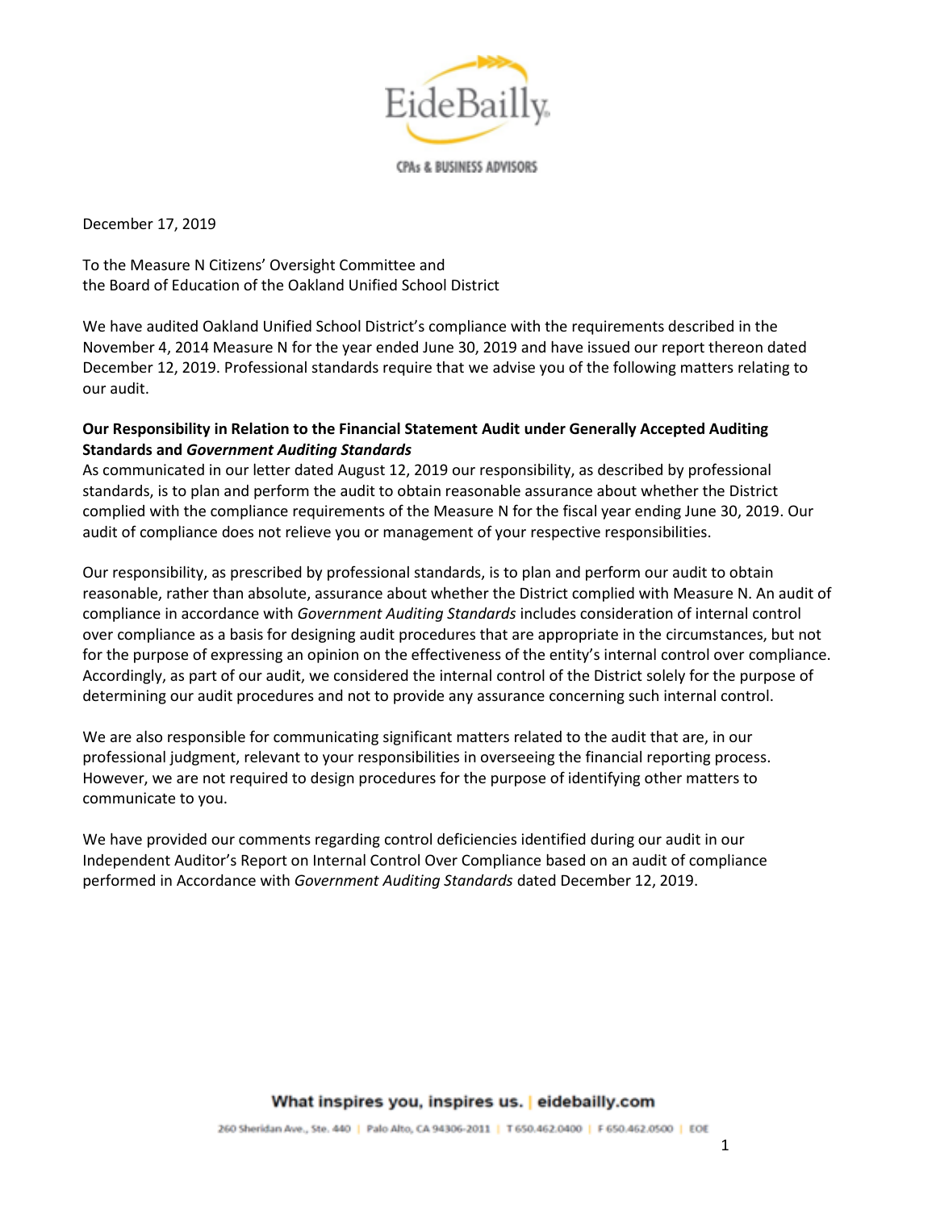EideBailly

CPAs & BUSINESS ADVISORS

December 17, 2019

To the Measure N Citizens' Oversight Committee and
the Board of Education of the Oakland Unified School District

We have audited Oakland Unified School District's compliance with the requirements described in the November 4, 2014 Measure N for the year ended June 30, 2019 and have issued our report thereon dated December 12, 2019. Professional standards require that we advise you of the following matters relating to our audit.

**Our Responsibility in Relation to the Financial Statement Audit under Generally Accepted Auditing Standards and *Government Auditing Standards***

As communicated in our letter dated August 12, 2019 our responsibility, as described by professional standards, is to plan and perform the audit to obtain reasonable assurance about whether the District complied with the compliance requirements of the Measure N for the fiscal year ending June 30, 2019. Our audit of compliance does not relieve you or management of your respective responsibilities.

Our responsibility, as prescribed by professional standards, is to plan and perform our audit to obtain reasonable, rather than absolute, assurance about whether the District complied with Measure N. An audit of compliance in accordance with *Government Auditing Standards* includes consideration of internal control over compliance as a basis for designing audit procedures that are appropriate in the circumstances, but not for the purpose of expressing an opinion on the effectiveness of the entity's internal control over compliance. Accordingly, as part of our audit, we considered the internal control of the District solely for the purpose of determining our audit procedures and not to provide any assurance concerning such internal control.

We are also responsible for communicating significant matters related to the audit that are, in our professional judgment, relevant to your responsibilities in overseeing the financial reporting process. However, we are not required to design procedures for the purpose of identifying other matters to communicate to you.

We have provided our comments regarding control deficiencies identified during our audit in our Independent Auditor's Report on Internal Control Over Compliance based on an audit of compliance performed in Accordance with *Government Auditing Standards* dated December 12, 2019.

What inspires you, inspires us. | eidebailly.com

260 Sheridan Ave., Ste. 440 | Palo Alto, CA 94306-2011 | T 650.462.0400 | F 650.462.0500 | EOE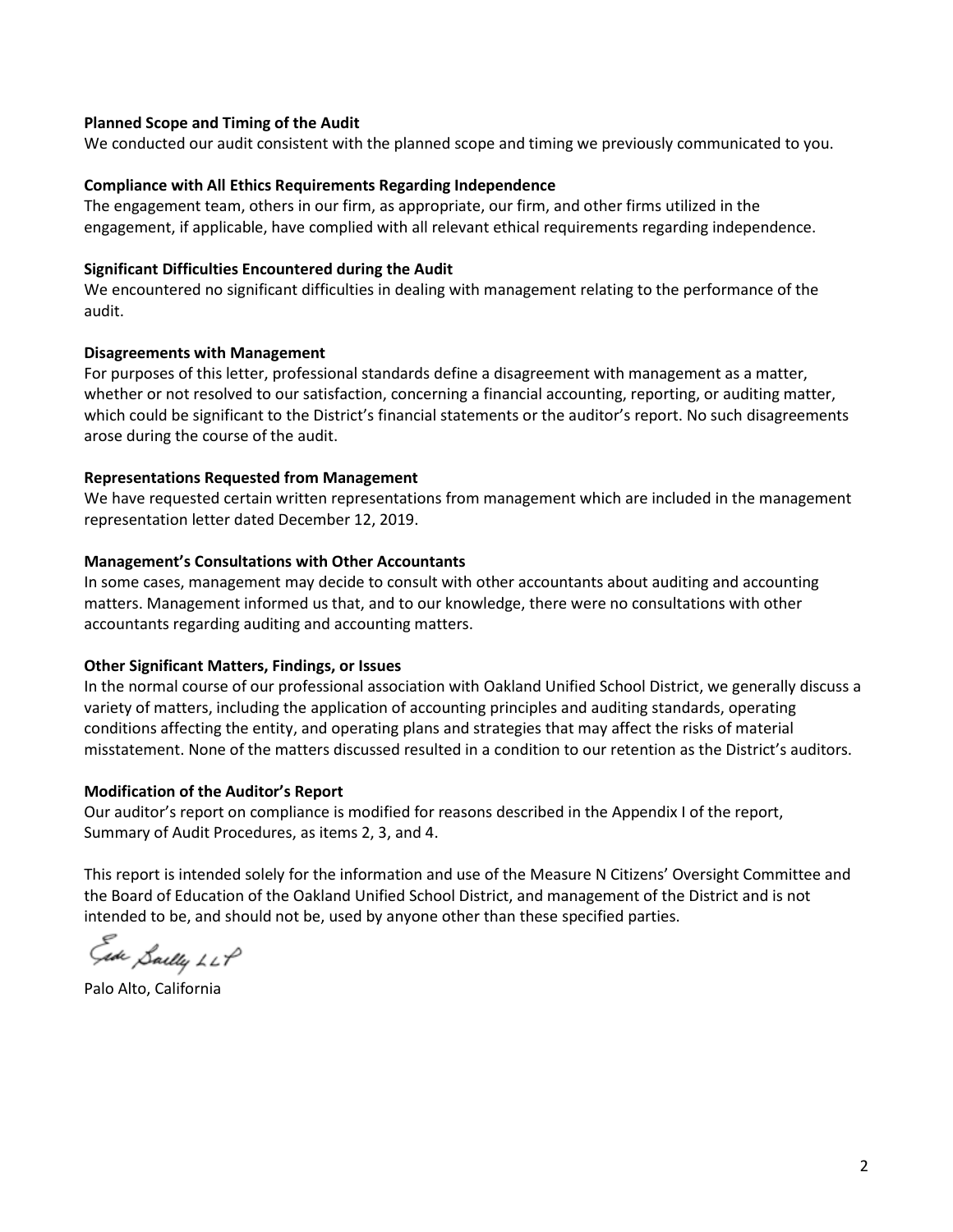**Planned Scope and Timing of the Audit**
We conducted our audit consistent with the planned scope and timing we previously communicated to you.

**Compliance with All Ethics Requirements Regarding Independence**
The engagement team, others in our firm, as appropriate, our firm, and other firms utilized in the engagement, if applicable, have complied with all relevant ethical requirements regarding independence.

**Significant Difficulties Encountered during the Audit**
We encountered no significant difficulties in dealing with management relating to the performance of the audit.

**Disagreements with Management**
For purposes of this letter, professional standards define a disagreement with management as a matter, whether or not resolved to our satisfaction, concerning a financial accounting, reporting, or auditing matter, which could be significant to the District's financial statements or the auditor's report. No such disagreements arose during the course of the audit.

**Representations Requested from Management**
We have requested certain written representations from management which are included in the management representation letter dated December 12, 2019.

**Management's Consultations with Other Accountants**
In some cases, management may decide to consult with other accountants about auditing and accounting matters. Management informed us that, and to our knowledge, there were no consultations with other accountants regarding auditing and accounting matters.

**Other Significant Matters, Findings, or Issues**
In the normal course of our professional association with Oakland Unified School District, we generally discuss a variety of matters, including the application of accounting principles and auditing standards, operating conditions affecting the entity, and operating plans and strategies that may affect the risks of material misstatement. None of the matters discussed resulted in a condition to our retention as the District's auditors.

**Modification of the Auditor's Report**
Our auditor's report on compliance is modified for reasons described in the Appendix I of the report, Summary of Audit Procedures, as items 2, 3, and 4.

This report is intended solely for the information and use of the Measure N Citizens' Oversight Committee and the Board of Education of the Oakland Unified School District, and management of the District and is not intended to be, and should not be, used by anyone other than these specified parties.

Eide Bailly LLP

Palo Alto, California